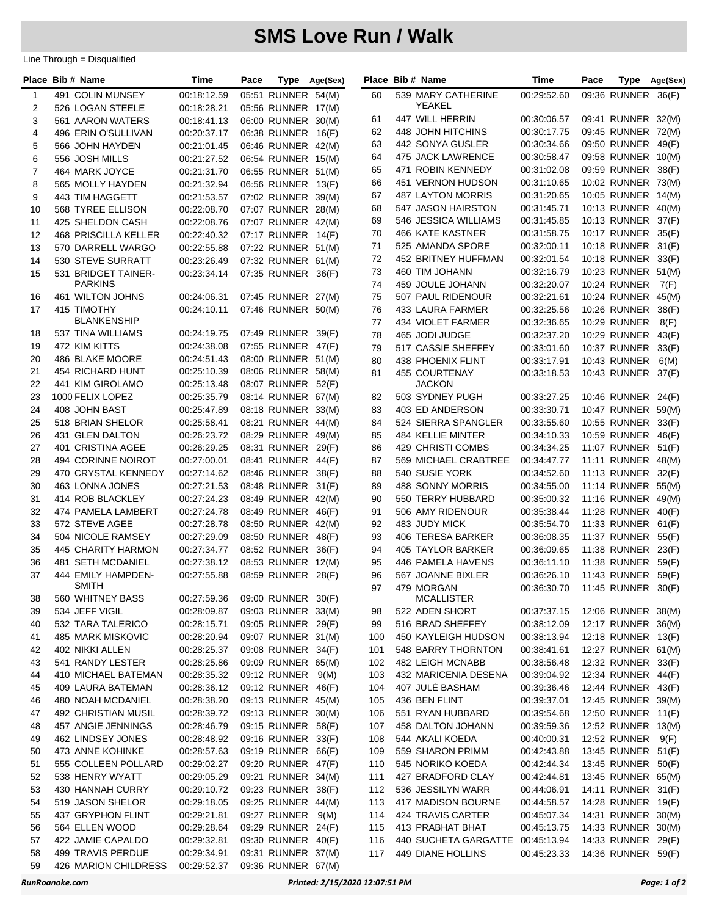# SMS Love Run / Walk

Line Through = Disqualified

| Place | Bib # | Name | Time | Pace | Type | Age(Sex) |
|---|---|---|---|---|---|---|
| 1 | 491 | COLIN MUNSEY | 00:18:12.59 | 05:51 | RUNNER | 54(M) |
| 2 | 526 | LOGAN STEELE | 00:18:28.21 | 05:56 | RUNNER | 17(M) |
| 3 | 561 | AARON WATERS | 00:18:41.13 | 06:00 | RUNNER | 30(M) |
| 4 | 496 | ERIN O'SULLIVAN | 00:20:37.17 | 06:38 | RUNNER | 16(F) |
| 5 | 566 | JOHN HAYDEN | 00:21:01.45 | 06:46 | RUNNER | 42(M) |
| 6 | 556 | JOSH MILLS | 00:21:27.52 | 06:54 | RUNNER | 15(M) |
| 7 | 464 | MARK JOYCE | 00:21:31.70 | 06:55 | RUNNER | 51(M) |
| 8 | 565 | MOLLY HAYDEN | 00:21:32.94 | 06:56 | RUNNER | 13(F) |
| 9 | 443 | TIM HAGGETT | 00:21:53.57 | 07:02 | RUNNER | 39(M) |
| 10 | 568 | TYREE ELLISON | 00:22:08.70 | 07:07 | RUNNER | 28(M) |
| 11 | 425 | SHELDON CASH | 00:22:08.76 | 07:07 | RUNNER | 42(M) |
| 12 | 468 | PRISCILLA KELLER | 00:22:40.32 | 07:17 | RUNNER | 14(F) |
| 13 | 570 | DARRELL WARGO | 00:22:55.88 | 07:22 | RUNNER | 51(M) |
| 14 | 530 | STEVE SURRATT | 00:23:26.49 | 07:32 | RUNNER | 61(M) |
| 15 | 531 | BRIDGET TAINER-PARKINS | 00:23:34.14 | 07:35 | RUNNER | 36(F) |
| 16 | 461 | WILTON JOHNS | 00:24:06.31 | 07:45 | RUNNER | 27(M) |
| 17 | 415 | TIMOTHY BLANKENSHIP | 00:24:10.11 | 07:46 | RUNNER | 50(M) |
| 18 | 537 | TINA WILLIAMS | 00:24:19.75 | 07:49 | RUNNER | 39(F) |
| 19 | 472 | KIM KITTS | 00:24:38.08 | 07:55 | RUNNER | 47(F) |
| 20 | 486 | BLAKE MOORE | 00:24:51.43 | 08:00 | RUNNER | 51(M) |
| 21 | 454 | RICHARD HUNT | 00:25:10.39 | 08:06 | RUNNER | 58(M) |
| 22 | 441 | KIM GIROLAMO | 00:25:13.48 | 08:07 | RUNNER | 52(F) |
| 23 | 1000 | FELIX LOPEZ | 00:25:35.79 | 08:14 | RUNNER | 67(M) |
| 24 | 408 | JOHN BAST | 00:25:47.89 | 08:18 | RUNNER | 33(M) |
| 25 | 518 | BRIAN SHELOR | 00:25:58.41 | 08:21 | RUNNER | 44(M) |
| 26 | 431 | GLEN DALTON | 00:26:23.72 | 08:29 | RUNNER | 49(M) |
| 27 | 401 | CRISTINA AGEE | 00:26:29.25 | 08:31 | RUNNER | 29(F) |
| 28 | 494 | CORINNE NOIROT | 00:27:00.01 | 08:41 | RUNNER | 44(F) |
| 29 | 470 | CRYSTAL KENNEDY | 00:27:14.62 | 08:46 | RUNNER | 38(F) |
| 30 | 463 | LONNA JONES | 00:27:21.53 | 08:48 | RUNNER | 31(F) |
| 31 | 414 | ROB BLACKLEY | 00:27:24.23 | 08:49 | RUNNER | 42(M) |
| 32 | 474 | PAMELA LAMBERT | 00:27:24.78 | 08:49 | RUNNER | 46(F) |
| 33 | 572 | STEVE AGEE | 00:27:28.78 | 08:50 | RUNNER | 42(M) |
| 34 | 504 | NICOLE RAMSEY | 00:27:29.09 | 08:50 | RUNNER | 48(F) |
| 35 | 445 | CHARITY HARMON | 00:27:34.77 | 08:52 | RUNNER | 36(F) |
| 36 | 481 | SETH MCDANIEL | 00:27:38.12 | 08:53 | RUNNER | 12(M) |
| 37 | 444 | EMILY HAMPDEN-SMITH | 00:27:55.88 | 08:59 | RUNNER | 28(F) |
| 38 | 560 | WHITNEY BASS | 00:27:59.36 | 09:00 | RUNNER | 30(F) |
| 39 | 534 | JEFF VIGIL | 00:28:09.87 | 09:03 | RUNNER | 33(M) |
| 40 | 532 | TARA TALERICO | 00:28:15.71 | 09:05 | RUNNER | 29(F) |
| 41 | 485 | MARK MISKOVIC | 00:28:20.94 | 09:07 | RUNNER | 31(M) |
| 42 | 402 | NIKKI ALLEN | 00:28:25.37 | 09:08 | RUNNER | 34(F) |
| 43 | 541 | RANDY LESTER | 00:28:25.86 | 09:09 | RUNNER | 65(M) |
| 44 | 410 | MICHAEL BATEMAN | 00:28:35.32 | 09:12 | RUNNER | 9(M) |
| 45 | 409 | LAURA BATEMAN | 00:28:36.12 | 09:12 | RUNNER | 46(F) |
| 46 | 480 | NOAH MCDANIEL | 00:28:38.20 | 09:13 | RUNNER | 45(M) |
| 47 | 492 | CHRISTIAN MUSIL | 00:28:39.72 | 09:13 | RUNNER | 30(M) |
| 48 | 457 | ANGIE JENNINGS | 00:28:46.79 | 09:15 | RUNNER | 58(F) |
| 49 | 462 | LINDSEY JONES | 00:28:48.92 | 09:16 | RUNNER | 33(F) |
| 50 | 473 | ANNE KOHINKE | 00:28:57.63 | 09:19 | RUNNER | 66(F) |
| 51 | 555 | COLLEEN POLLARD | 00:29:02.27 | 09:20 | RUNNER | 47(F) |
| 52 | 538 | HENRY WYATT | 00:29:05.29 | 09:21 | RUNNER | 34(M) |
| 53 | 430 | HANNAH CURRY | 00:29:10.72 | 09:23 | RUNNER | 38(F) |
| 54 | 519 | JASON SHELOR | 00:29:18.05 | 09:25 | RUNNER | 44(M) |
| 55 | 437 | GRYPHON FLINT | 00:29:21.81 | 09:27 | RUNNER | 9(M) |
| 56 | 564 | ELLEN WOOD | 00:29:28.64 | 09:29 | RUNNER | 24(F) |
| 57 | 422 | JAMIE CAPALDO | 00:29:32.81 | 09:30 | RUNNER | 40(F) |
| 58 | 499 | TRAVIS PERDUE | 00:29:34.91 | 09:31 | RUNNER | 37(M) |
| 59 | 426 | MARION CHILDRESS | 00:29:52.37 | 09:36 | RUNNER | 67(M) |
| 60 | 539 | MARY CATHERINE YEAKEL | 00:29:52.60 | 09:36 | RUNNER | 36(F) |
| 61 | 447 | WILL HERRIN | 00:30:06.57 | 09:41 | RUNNER | 32(M) |
| 62 | 448 | JOHN HITCHINS | 00:30:17.75 | 09:45 | RUNNER | 72(M) |
| 63 | 442 | SONYA GUSLER | 00:30:34.66 | 09:50 | RUNNER | 49(F) |
| 64 | 475 | JACK LAWRENCE | 00:30:58.47 | 09:58 | RUNNER | 10(M) |
| 65 | 471 | ROBIN KENNEDY | 00:31:02.08 | 09:59 | RUNNER | 38(F) |
| 66 | 451 | VERNON HUDSON | 00:31:10.65 | 10:02 | RUNNER | 73(M) |
| 67 | 487 | LAYTON MORRIS | 00:31:20.65 | 10:05 | RUNNER | 14(M) |
| 68 | 547 | JASON HAIRSTON | 00:31:45.71 | 10:13 | RUNNER | 40(M) |
| 69 | 546 | JESSICA WILLIAMS | 00:31:45.85 | 10:13 | RUNNER | 37(F) |
| 70 | 466 | KATE KASTNER | 00:31:58.75 | 10:17 | RUNNER | 35(F) |
| 71 | 525 | AMANDA SPORE | 00:32:00.11 | 10:18 | RUNNER | 31(F) |
| 72 | 452 | BRITNEY HUFFMAN | 00:32:01.54 | 10:18 | RUNNER | 33(F) |
| 73 | 460 | TIM JOHANN | 00:32:16.79 | 10:23 | RUNNER | 51(M) |
| 74 | 459 | JOULE JOHANN | 00:32:20.07 | 10:24 | RUNNER | 7(F) |
| 75 | 507 | PAUL RIDENOUR | 00:32:21.61 | 10:24 | RUNNER | 45(M) |
| 76 | 433 | LAURA FARMER | 00:32:25.56 | 10:26 | RUNNER | 38(F) |
| 77 | 434 | VIOLET FARMER | 00:32:36.65 | 10:29 | RUNNER | 8(F) |
| 78 | 465 | JODI JUDGE | 00:32:37.20 | 10:29 | RUNNER | 43(F) |
| 79 | 517 | CASSIE SHEFFEY | 00:33:01.60 | 10:37 | RUNNER | 33(F) |
| 80 | 438 | PHOENIX FLINT | 00:33:17.91 | 10:43 | RUNNER | 6(M) |
| 81 | 455 | COURTENAY JACKON | 00:33:18.53 | 10:43 | RUNNER | 37(F) |
| 82 | 503 | SYDNEY PUGH | 00:33:27.25 | 10:46 | RUNNER | 24(F) |
| 83 | 403 | ED ANDERSON | 00:33:30.71 | 10:47 | RUNNER | 59(M) |
| 84 | 524 | SIERRA SPANGLER | 00:33:55.60 | 10:55 | RUNNER | 33(F) |
| 85 | 484 | KELLIE MINTER | 00:34:10.33 | 10:59 | RUNNER | 46(F) |
| 86 | 429 | CHRISTI COMBS | 00:34:34.25 | 11:07 | RUNNER | 51(F) |
| 87 | 569 | MICHAEL CRABTREE | 00:34:47.77 | 11:11 | RUNNER | 48(M) |
| 88 | 540 | SUSIE YORK | 00:34:52.60 | 11:13 | RUNNER | 32(F) |
| 89 | 488 | SONNY MORRIS | 00:34:55.00 | 11:14 | RUNNER | 55(M) |
| 90 | 550 | TERRY HUBBARD | 00:35:00.32 | 11:16 | RUNNER | 49(M) |
| 91 | 506 | AMY RIDENOUR | 00:35:38.44 | 11:28 | RUNNER | 40(F) |
| 92 | 483 | JUDY MICK | 00:35:54.70 | 11:33 | RUNNER | 61(F) |
| 93 | 406 | TERESA BARKER | 00:36:08.35 | 11:37 | RUNNER | 55(F) |
| 94 | 405 | TAYLOR BARKER | 00:36:09.65 | 11:38 | RUNNER | 23(F) |
| 95 | 446 | PAMELA HAVENS | 00:36:11.10 | 11:38 | RUNNER | 59(F) |
| 96 | 567 | JOANNE BIXLER | 00:36:26.10 | 11:43 | RUNNER | 59(F) |
| 97 | 479 | MORGAN MCALLISTER | 00:36:30.70 | 11:45 | RUNNER | 30(F) |
| 98 | 522 | ADEN SHORT | 00:37:37.15 | 12:06 | RUNNER | 38(M) |
| 99 | 516 | BRAD SHEFFEY | 00:38:12.09 | 12:17 | RUNNER | 36(M) |
| 100 | 450 | KAYLEIGH HUDSON | 00:38:13.94 | 12:18 | RUNNER | 13(F) |
| 101 | 548 | BARRY THORNTON | 00:38:41.61 | 12:27 | RUNNER | 61(M) |
| 102 | 482 | LEIGH MCNABB | 00:38:56.48 | 12:32 | RUNNER | 33(F) |
| 103 | 432 | MARICENIA DESENA | 00:39:04.92 | 12:34 | RUNNER | 44(F) |
| 104 | 407 | JULÉ BASHAM | 00:39:36.46 | 12:44 | RUNNER | 43(F) |
| 105 | 436 | BEN FLINT | 00:39:37.01 | 12:45 | RUNNER | 39(M) |
| 106 | 551 | RYAN HUBBARD | 00:39:54.68 | 12:50 | RUNNER | 11(F) |
| 107 | 458 | DALTON JOHANN | 00:39:59.36 | 12:52 | RUNNER | 13(M) |
| 108 | 544 | AKALI KOEDA | 00:40:00.31 | 12:52 | RUNNER | 9(F) |
| 109 | 559 | SHARON PRIMM | 00:42:43.88 | 13:45 | RUNNER | 51(F) |
| 110 | 545 | NORIKO KOEDA | 00:42:44.34 | 13:45 | RUNNER | 50(F) |
| 111 | 427 | BRADFORD CLAY | 00:42:44.81 | 13:45 | RUNNER | 65(M) |
| 112 | 536 | JESSILYN WARR | 00:44:06.91 | 14:11 | RUNNER | 31(F) |
| 113 | 417 | MADISON BOURNE | 00:44:58.57 | 14:28 | RUNNER | 19(F) |
| 114 | 424 | TRAVIS CARTER | 00:45:07.34 | 14:31 | RUNNER | 30(M) |
| 115 | 413 | PRABHAT BHAT | 00:45:13.75 | 14:33 | RUNNER | 30(M) |
| 116 | 440 | SUCHETA GARGATTE | 00:45:13.94 | 14:33 | RUNNER | 29(F) |
| 117 | 449 | DIANE HOLLINS | 00:45:23.33 | 14:36 | RUNNER | 59(F) |

RunRoanoke.com — Printed: 2/15/2020 12:07:51 PM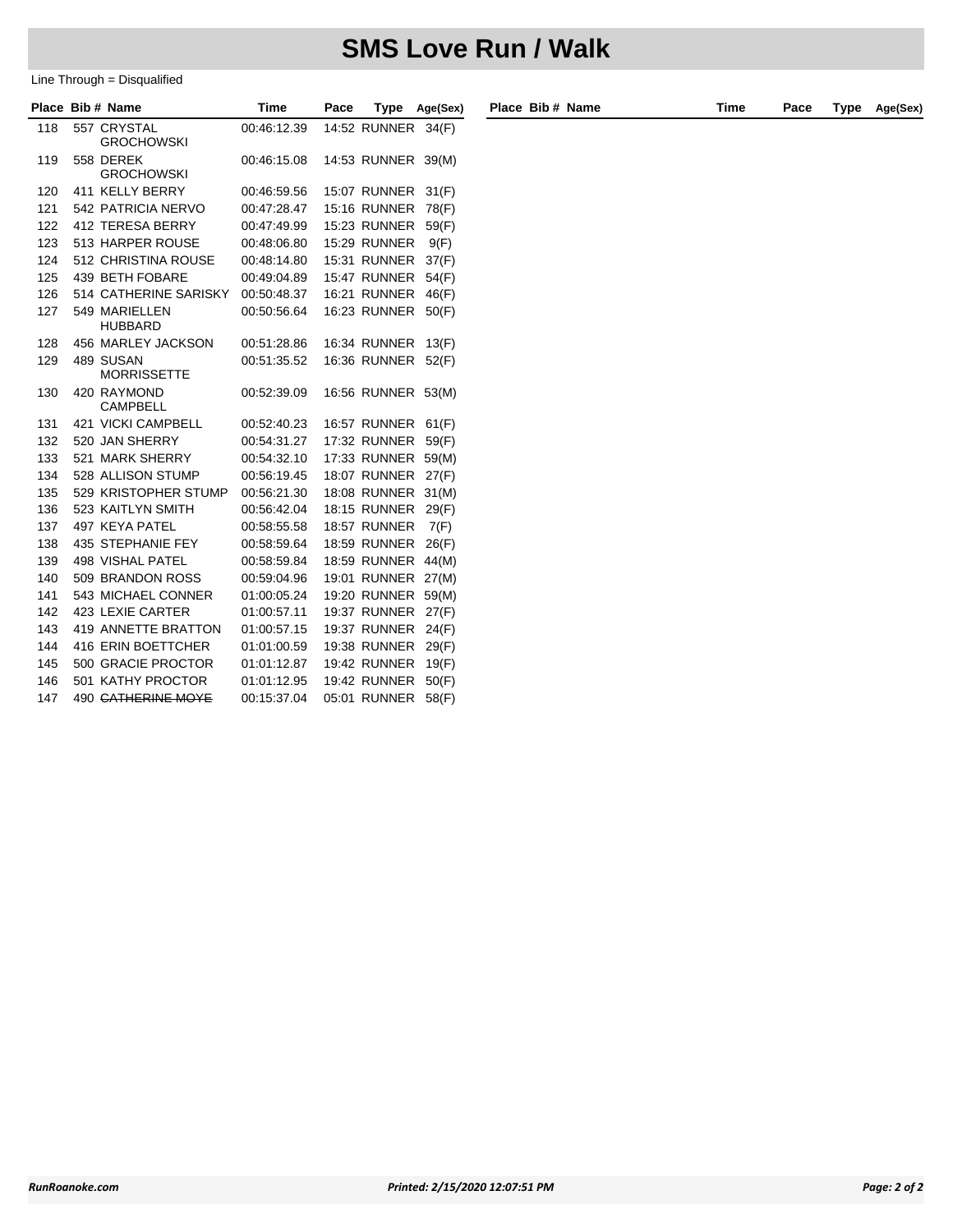# SMS Love Run / Walk

Line Through = Disqualified

| Place | Bib # | Name | Time | Pace | Type | Age(Sex) |
|---|---|---|---|---|---|---|
| 118 | 557 | CRYSTAL GROCHOWSKI | 00:46:12.39 | 14:52 | RUNNER | 34(F) |
| 119 | 558 | DEREK GROCHOWSKI | 00:46:15.08 | 14:53 | RUNNER | 39(M) |
| 120 | 411 | KELLY BERRY | 00:46:59.56 | 15:07 | RUNNER | 31(F) |
| 121 | 542 | PATRICIA NERVO | 00:47:28.47 | 15:16 | RUNNER | 78(F) |
| 122 | 412 | TERESA BERRY | 00:47:49.99 | 15:23 | RUNNER | 59(F) |
| 123 | 513 | HARPER ROUSE | 00:48:06.80 | 15:29 | RUNNER | 9(F) |
| 124 | 512 | CHRISTINA ROUSE | 00:48:14.80 | 15:31 | RUNNER | 37(F) |
| 125 | 439 | BETH FOBARE | 00:49:04.89 | 15:47 | RUNNER | 54(F) |
| 126 | 514 | CATHERINE SARISKY | 00:50:48.37 | 16:21 | RUNNER | 46(F) |
| 127 | 549 | MARIELLEN HUBBARD | 00:50:56.64 | 16:23 | RUNNER | 50(F) |
| 128 | 456 | MARLEY JACKSON | 00:51:28.86 | 16:34 | RUNNER | 13(F) |
| 129 | 489 | SUSAN MORRISSETTE | 00:51:35.52 | 16:36 | RUNNER | 52(F) |
| 130 | 420 | RAYMOND CAMPBELL | 00:52:39.09 | 16:56 | RUNNER | 53(M) |
| 131 | 421 | VICKI CAMPBELL | 00:52:40.23 | 16:57 | RUNNER | 61(F) |
| 132 | 520 | JAN SHERRY | 00:54:31.27 | 17:32 | RUNNER | 59(F) |
| 133 | 521 | MARK SHERRY | 00:54:32.10 | 17:33 | RUNNER | 59(M) |
| 134 | 528 | ALLISON STUMP | 00:56:19.45 | 18:07 | RUNNER | 27(F) |
| 135 | 529 | KRISTOPHER STUMP | 00:56:21.30 | 18:08 | RUNNER | 31(M) |
| 136 | 523 | KAITLYN SMITH | 00:56:42.04 | 18:15 | RUNNER | 29(F) |
| 137 | 497 | KEYA PATEL | 00:58:55.58 | 18:57 | RUNNER | 7(F) |
| 138 | 435 | STEPHANIE FEY | 00:58:59.64 | 18:59 | RUNNER | 26(F) |
| 139 | 498 | VISHAL PATEL | 00:58:59.84 | 18:59 | RUNNER | 44(M) |
| 140 | 509 | BRANDON ROSS | 00:59:04.96 | 19:01 | RUNNER | 27(M) |
| 141 | 543 | MICHAEL CONNER | 01:00:05.24 | 19:20 | RUNNER | 59(M) |
| 142 | 423 | LEXIE CARTER | 01:00:57.11 | 19:37 | RUNNER | 27(F) |
| 143 | 419 | ANNETTE BRATTON | 01:00:57.15 | 19:37 | RUNNER | 24(F) |
| 144 | 416 | ERIN BOETTCHER | 01:01:00.59 | 19:38 | RUNNER | 29(F) |
| 145 | 500 | GRACIE PROCTOR | 01:01:12.87 | 19:42 | RUNNER | 19(F) |
| 146 | 501 | KATHY PROCTOR | 01:01:12.95 | 19:42 | RUNNER | 50(F) |
| 147 | 490 | ~~CATHERINE MOYE~~ | 00:15:37.04 | 05:01 | RUNNER | 58(F) |

*RunRoanoke.com* *Printed: 2/15/2020 12:07:51 PM*